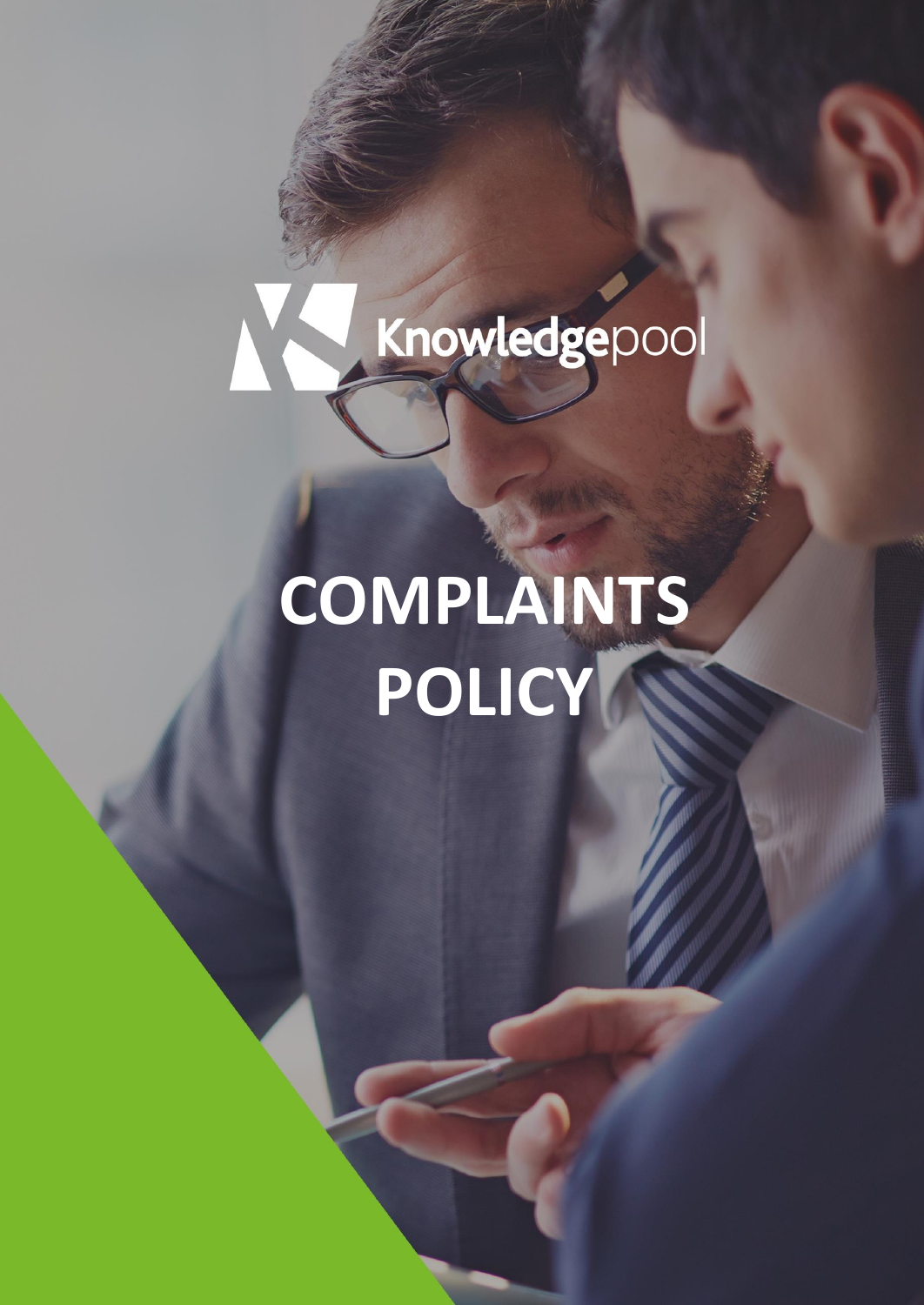Knowledgepool

# COMPLAINTS POLICY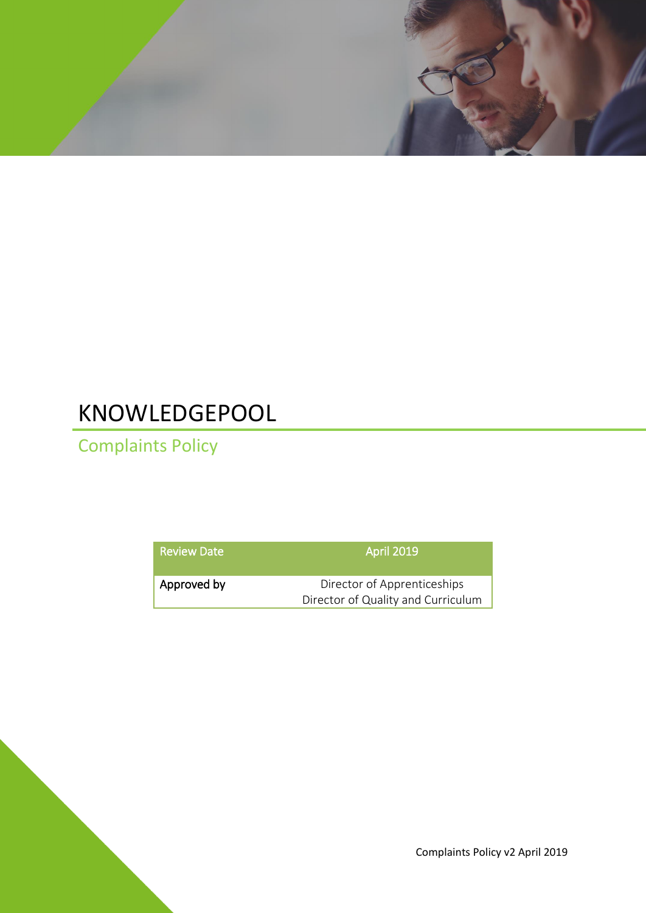# KNOWLEDGEPOOL

## Complaints Policy

| Review Date | April 2019 |
| --- | --- |
| Approved by | Director of Apprenticeships<br>Director of Quality and Curriculum |

Complaints Policy v2 April 2019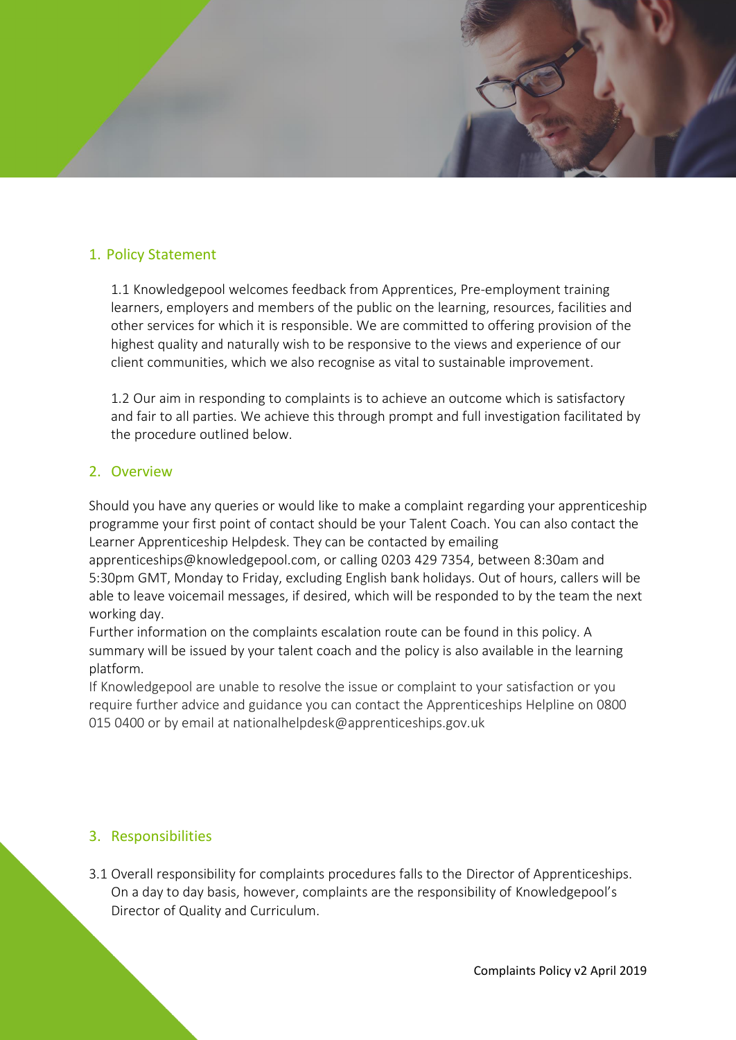## 1. Policy Statement

1.1 Knowledgepool welcomes feedback from Apprentices, Pre-employment training learners, employers and members of the public on the learning, resources, facilities and other services for which it is responsible. We are committed to offering provision of the highest quality and naturally wish to be responsive to the views and experience of our client communities, which we also recognise as vital to sustainable improvement.

1.2 Our aim in responding to complaints is to achieve an outcome which is satisfactory and fair to all parties. We achieve this through prompt and full investigation facilitated by the procedure outlined below.

## 2. Overview

Should you have any queries or would like to make a complaint regarding your apprenticeship programme your first point of contact should be your Talent Coach. You can also contact the Learner Apprenticeship Helpdesk. They can be contacted by emailing apprenticeships@knowledgepool.com, or calling 0203 429 7354, between 8:30am and 5:30pm GMT, Monday to Friday, excluding English bank holidays. Out of hours, callers will be able to leave voicemail messages, if desired, which will be responded to by the team the next working day.

Further information on the complaints escalation route can be found in this policy. A summary will be issued by your talent coach and the policy is also available in the learning platform.

If Knowledgepool are unable to resolve the issue or complaint to your satisfaction or you require further advice and guidance you can contact the Apprenticeships Helpline on 0800 015 0400 or by email at nationalhelpdesk@apprenticeships.gov.uk

## 3. Responsibilities

3.1 Overall responsibility for complaints procedures falls to the Director of Apprenticeships. On a day to day basis, however, complaints are the responsibility of Knowledgepool's Director of Quality and Curriculum.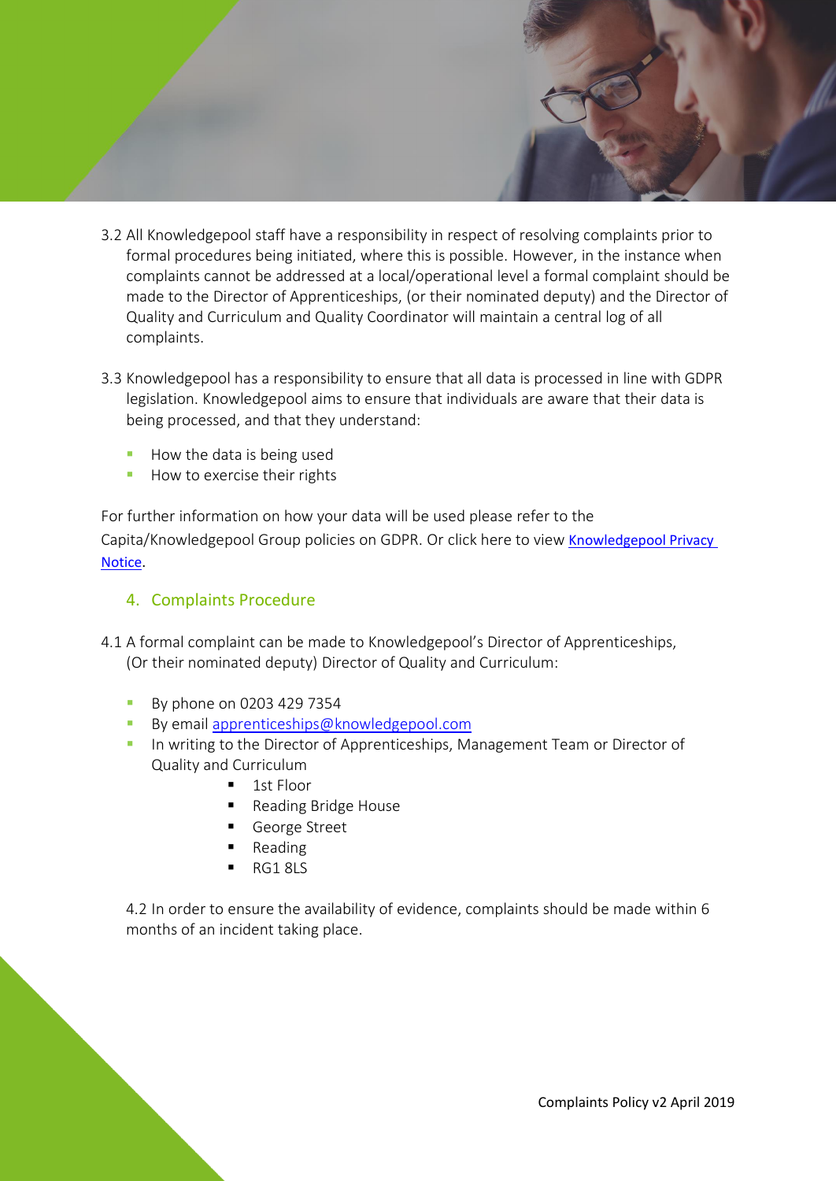3.2 All Knowledgepool staff have a responsibility in respect of resolving complaints prior to formal procedures being initiated, where this is possible. However, in the instance when complaints cannot be addressed at a local/operational level a formal complaint should be made to the Director of Apprenticeships, (or their nominated deputy) and the Director of Quality and Curriculum and Quality Coordinator will maintain a central log of all complaints.

3.3 Knowledgepool has a responsibility to ensure that all data is processed in line with GDPR legislation. Knowledgepool aims to ensure that individuals are aware that their data is being processed, and that they understand:

- How the data is being used
- How to exercise their rights

For further information on how your data will be used please refer to the Capita/Knowledgepool Group policies on GDPR. Or click here to view [Knowledgepool Privacy Notice](Knowledgepool Privacy Notice).

## 4. Complaints Procedure

4.1 A formal complaint can be made to Knowledgepool's Director of Apprenticeships, (Or their nominated deputy) Director of Quality and Curriculum:

- By phone on 0203 429 7354
- By email apprenticeships@knowledgepool.com
- In writing to the Director of Apprenticeships, Management Team or Director of Quality and Curriculum
  - 1st Floor
  - Reading Bridge House
  - George Street
  - Reading
  - RG1 8LS

4.2 In order to ensure the availability of evidence, complaints should be made within 6 months of an incident taking place.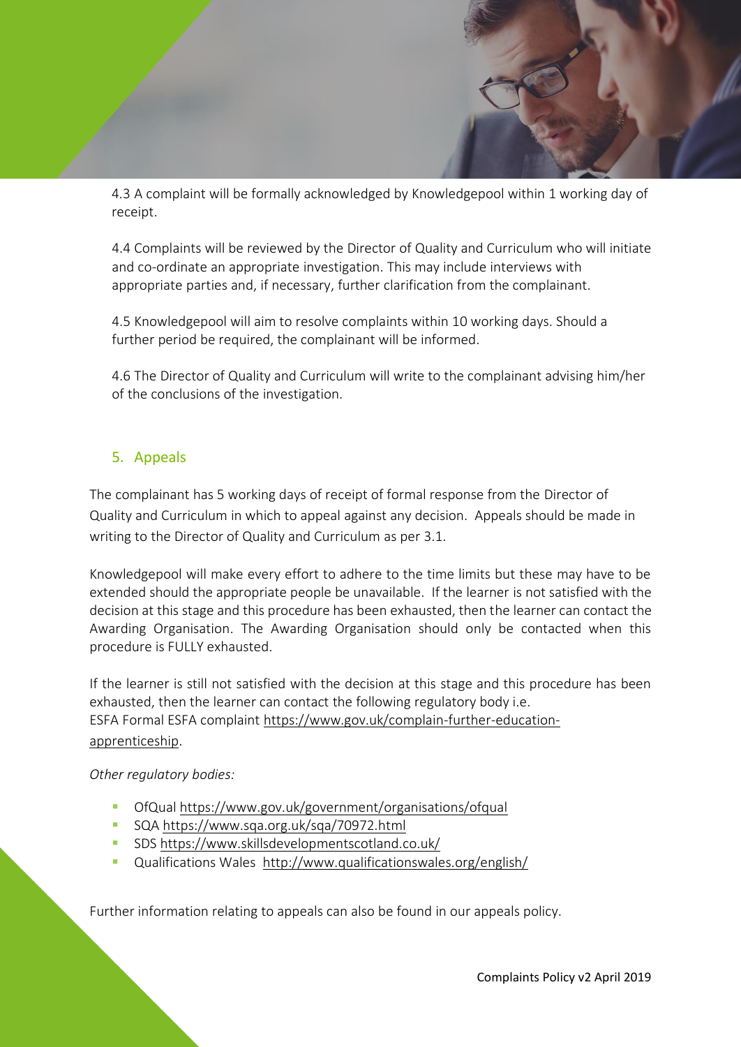4.3 A complaint will be formally acknowledged by Knowledgepool within 1 working day of receipt.

4.4 Complaints will be reviewed by the Director of Quality and Curriculum who will initiate and co-ordinate an appropriate investigation. This may include interviews with appropriate parties and, if necessary, further clarification from the complainant.

4.5 Knowledgepool will aim to resolve complaints within 10 working days. Should a further period be required, the complainant will be informed.

4.6 The Director of Quality and Curriculum will write to the complainant advising him/her of the conclusions of the investigation.

## 5. Appeals

The complainant has 5 working days of receipt of formal response from the Director of Quality and Curriculum in which to appeal against any decision. Appeals should be made in writing to the Director of Quality and Curriculum as per 3.1.

Knowledgepool will make every effort to adhere to the time limits but these may have to be extended should the appropriate people be unavailable. If the learner is not satisfied with the decision at this stage and this procedure has been exhausted, then the learner can contact the Awarding Organisation. The Awarding Organisation should only be contacted when this procedure is FULLY exhausted.

If the learner is still not satisfied with the decision at this stage and this procedure has been exhausted, then the learner can contact the following regulatory body i.e.
ESFA Formal ESFA complaint https://www.gov.uk/complain-further-education-apprenticeship.

*Other regulatory bodies:*

- OfQual https://www.gov.uk/government/organisations/ofqual
- SQA https://www.sqa.org.uk/sqa/70972.html
- SDS https://www.skillsdevelopmentscotland.co.uk/
- Qualifications Wales http://www.qualificationswales.org/english/

Further information relating to appeals can also be found in our appeals policy.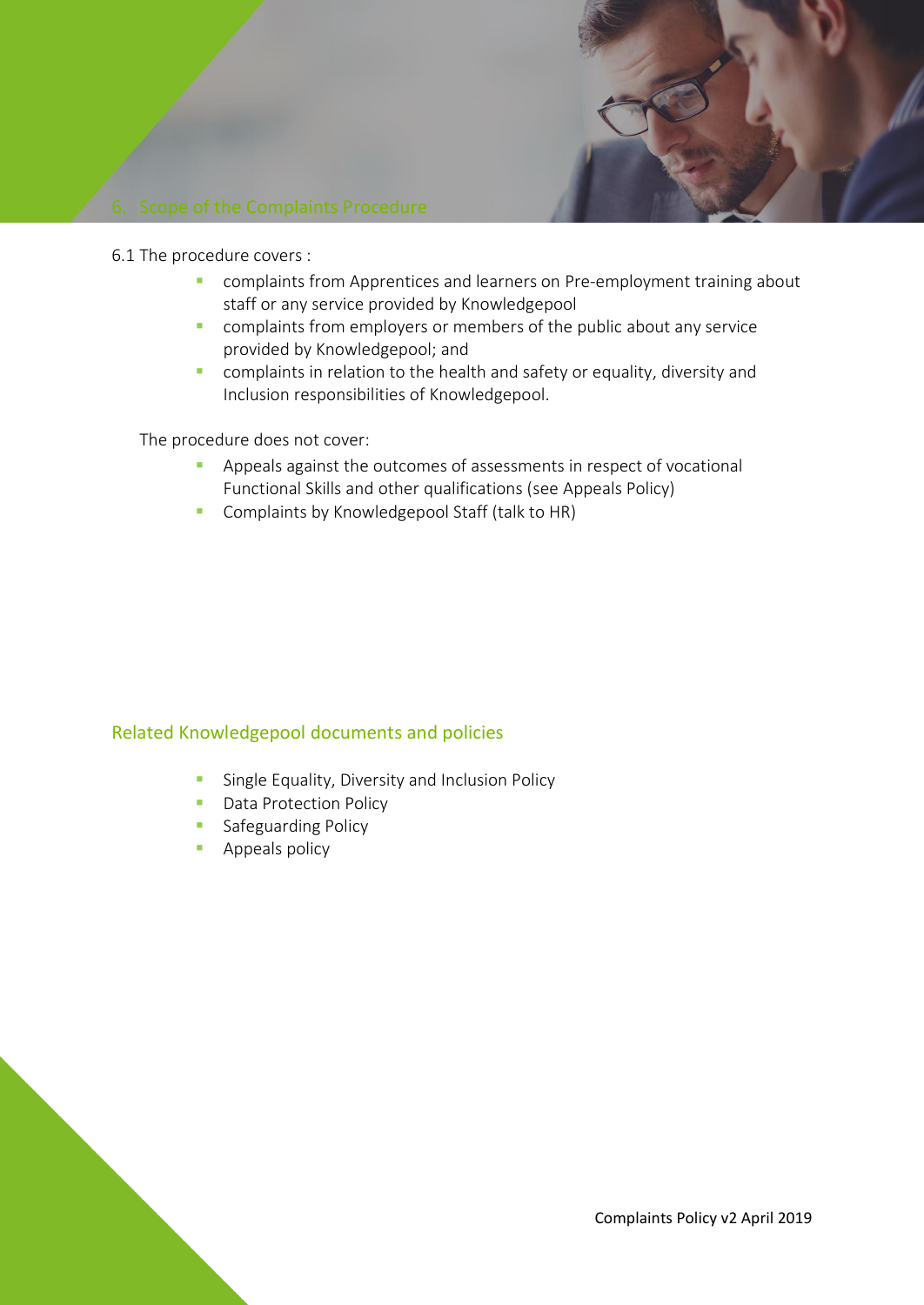## 6. Scope of the Complaints Procedure

6.1 The procedure covers :

- complaints from Apprentices and learners on Pre-employment training about staff or any service provided by Knowledgepool
- complaints from employers or members of the public about any service provided by Knowledgepool; and
- complaints in relation to the health and safety or equality, diversity and Inclusion responsibilities of Knowledgepool.

The procedure does not cover:

- Appeals against the outcomes of assessments in respect of vocational Functional Skills and other qualifications (see Appeals Policy)
- Complaints by Knowledgepool Staff (talk to HR)

## Related Knowledgepool documents and policies

- Single Equality, Diversity and Inclusion Policy
- Data Protection Policy
- Safeguarding Policy
- Appeals policy